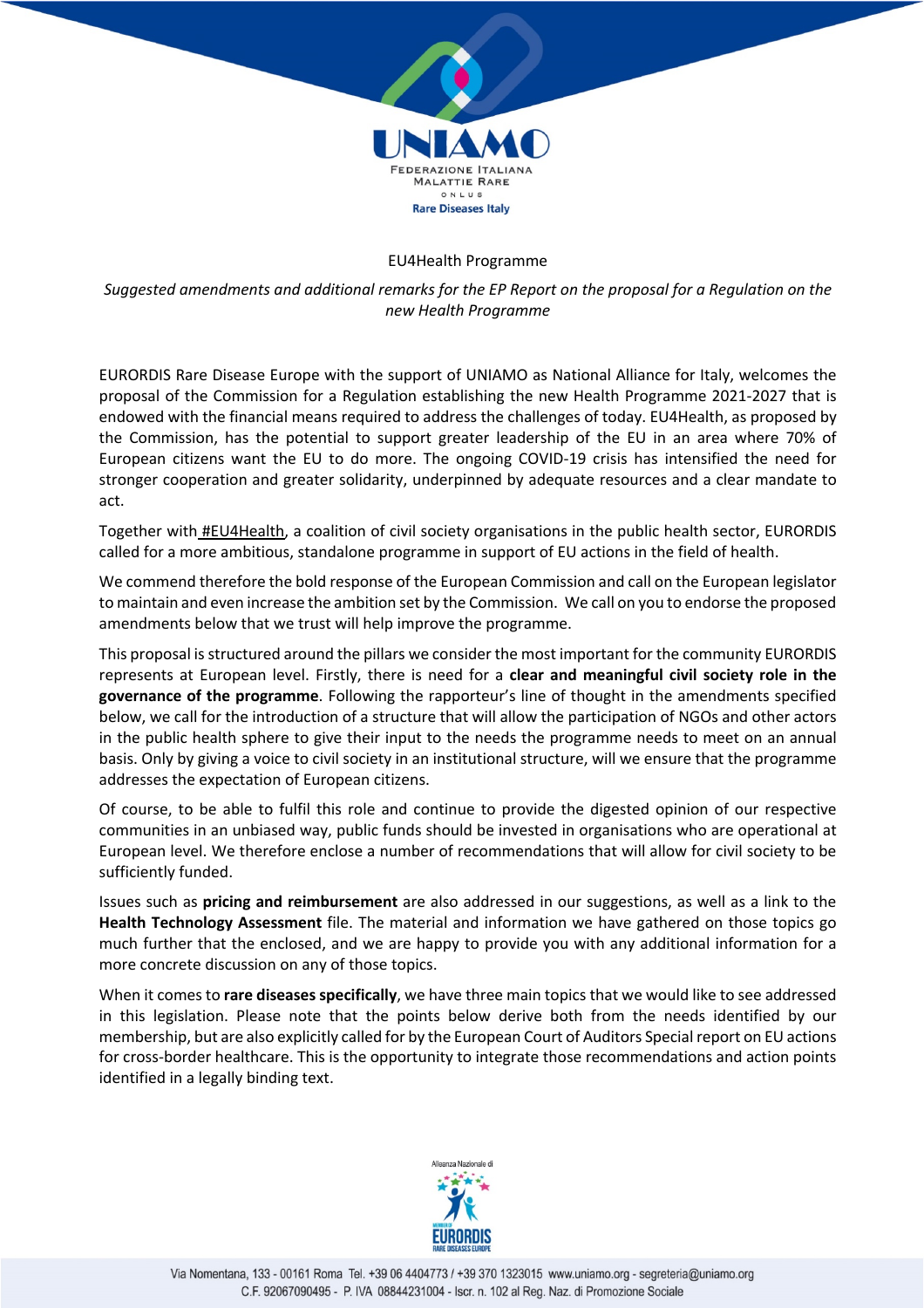EU4Health Programme

*Suggested amendments and additional remarks for the EP Report on the proposal for a Regulation on the new Health Programme*

EURORDIS Rare Disease Europe with the support of UNIAMO as National Alliance for Italy, welcomes the proposal of the Commission for a Regulation establishing the new Health Programme 2021-2027 that is endowed with the financial means required to address the challenges of today. EU4Health, as proposed by the Commission, has the potential to support greater leadership of the EU in an area where 70% of European citizens want the EU to do more. The ongoing COVID-19 crisis has intensified the need for stronger cooperation and greater solidarity, underpinned by adequate resources and a clear mandate to act.

Together with #EU4Health, a coalition of civil society organisations in the public health sector, EURORDIS called for a more ambitious, standalone programme in support of EU actions in the field of health.

We commend therefore the bold response of the European Commission and call on the European legislator to maintain and even increase the ambition set by the Commission. We call on you to endorse the proposed amendments below that we trust will help improve the programme.

This proposal is structured around the pillars we consider the most important for the community EURORDIS represents at European level. Firstly, there is need for a **clear and meaningful civil society role in the governance of the programme**. Following the rapporteur's line of thought in the amendments specified below, we call for the introduction of a structure that will allow the participation of NGOs and other actors in the public health sphere to give their input to the needs the programme needs to meet on an annual basis. Only by giving a voice to civil society in an institutional structure, will we ensure that the programme addresses the expectation of European citizens.

Of course, to be able to fulfil this role and continue to provide the digested opinion of our respective communities in an unbiased way, public funds should be invested in organisations who are operational at European level. We therefore enclose a number of recommendations that will allow for civil society to be sufficiently funded.

Issues such as **pricing and reimbursement** are also addressed in our suggestions, as well as a link to the **Health Technology Assessment** file. The material and information we have gathered on those topics go much further that the enclosed, and we are happy to provide you with any additional information for a more concrete discussion on any of those topics.

When it comes to **rare diseases specifically**, we have three main topics that we would like to see addressed in this legislation. Please note that the points below derive both from the needs identified by our membership, but are also explicitly called for by the European Court of Auditors Special report on EU actions for cross-border healthcare. This is the opportunity to integrate those recommendations and action points identified in a legally binding text.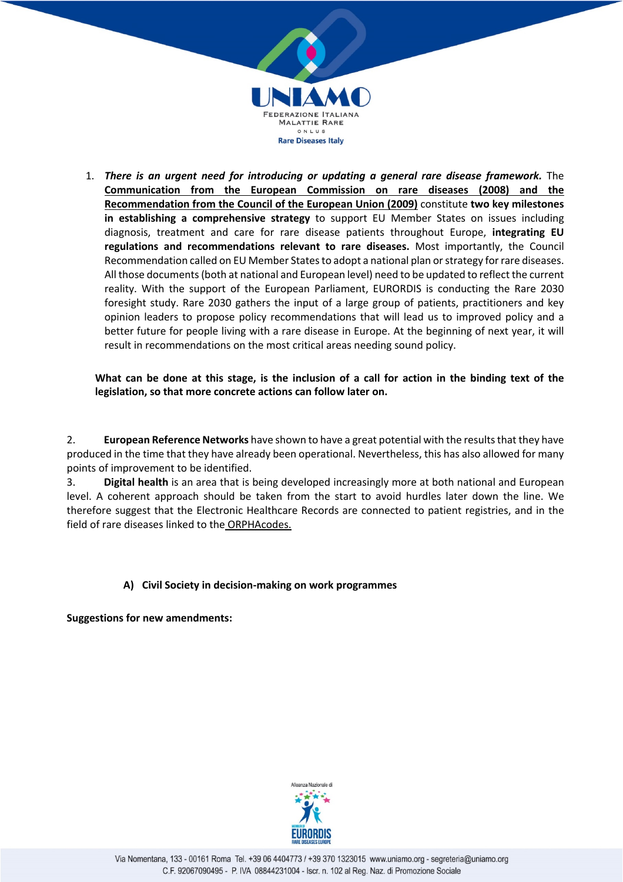1. ***There is an urgent need for introducing or updating a general rare disease framework.*** The Communication from the European Commission on rare diseases (2008) and the Recommendation from the Council of the European Union (2009) constitute **two key milestones in establishing a comprehensive strategy** to support EU Member States on issues including diagnosis, treatment and care for rare disease patients throughout Europe, **integrating EU regulations and recommendations relevant to rare diseases.** Most importantly, the Council Recommendation called on EU Member States to adopt a national plan or strategy for rare diseases. All those documents (both at national and European level) need to be updated to reflect the current reality. With the support of the European Parliament, EURORDIS is conducting the Rare 2030 foresight study. Rare 2030 gathers the input of a large group of patients, practitioners and key opinion leaders to propose policy recommendations that will lead us to improved policy and a better future for people living with a rare disease in Europe. At the beginning of next year, it will result in recommendations on the most critical areas needing sound policy.

**What can be done at this stage, is the inclusion of a call for action in the binding text of the legislation, so that more concrete actions can follow later on.**

2. **European Reference Networks** have shown to have a great potential with the results that they have produced in the time that they have already been operational. Nevertheless, this has also allowed for many points of improvement to be identified.
3. **Digital health** is an area that is being developed increasingly more at both national and European level. A coherent approach should be taken from the start to avoid hurdles later down the line. We therefore suggest that the Electronic Healthcare Records are connected to patient registries, and in the field of rare diseases linked to the ORPHAcodes.

**A) Civil Society in decision-making on work programmes**

**Suggestions for new amendments:**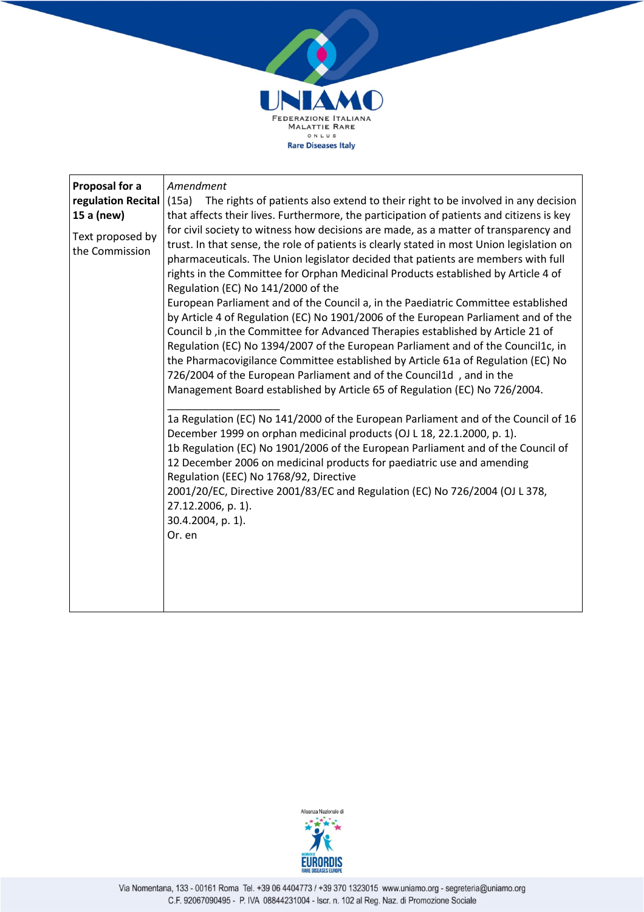| Proposal for a regulation Recital 15 a (new)<br><br>Text proposed by the Commission | *Amendment*<br>(15a) The rights of patients also extend to their right to be involved in any decision that affects their lives. Furthermore, the participation of patients and citizens is key for civil society to witness how decisions are made, as a matter of transparency and trust. In that sense, the role of patients is clearly stated in most Union legislation on pharmaceuticals. The Union legislator decided that patients are members with full rights in the Committee for Orphan Medicinal Products established by Article 4 of Regulation (EC) No 141/2000 of the<br>European Parliament and of the Council a, in the Paediatric Committee established by Article 4 of Regulation (EC) No 1901/2006 of the European Parliament and of the Council b ,in the Committee for Advanced Therapies established by Article 21 of Regulation (EC) No 1394/2007 of the European Parliament and of the Council1c, in the Pharmacovigilance Committee established by Article 61a of Regulation (EC) No 726/2004 of the European Parliament and of the Council1d , and in the Management Board established by Article 65 of Regulation (EC) No 726/2004.<br><br>___________________<br>1a Regulation (EC) No 141/2000 of the European Parliament and of the Council of 16 December 1999 on orphan medicinal products (OJ L 18, 22.1.2000, p. 1).<br>1b Regulation (EC) No 1901/2006 of the European Parliament and of the Council of 12 December 2006 on medicinal products for paediatric use and amending Regulation (EEC) No 1768/92, Directive<br>2001/20/EC, Directive 2001/83/EC and Regulation (EC) No 726/2004 (OJ L 378, 27.12.2006, p. 1).<br>30.4.2004, p. 1).<br>Or. en |
|---|---|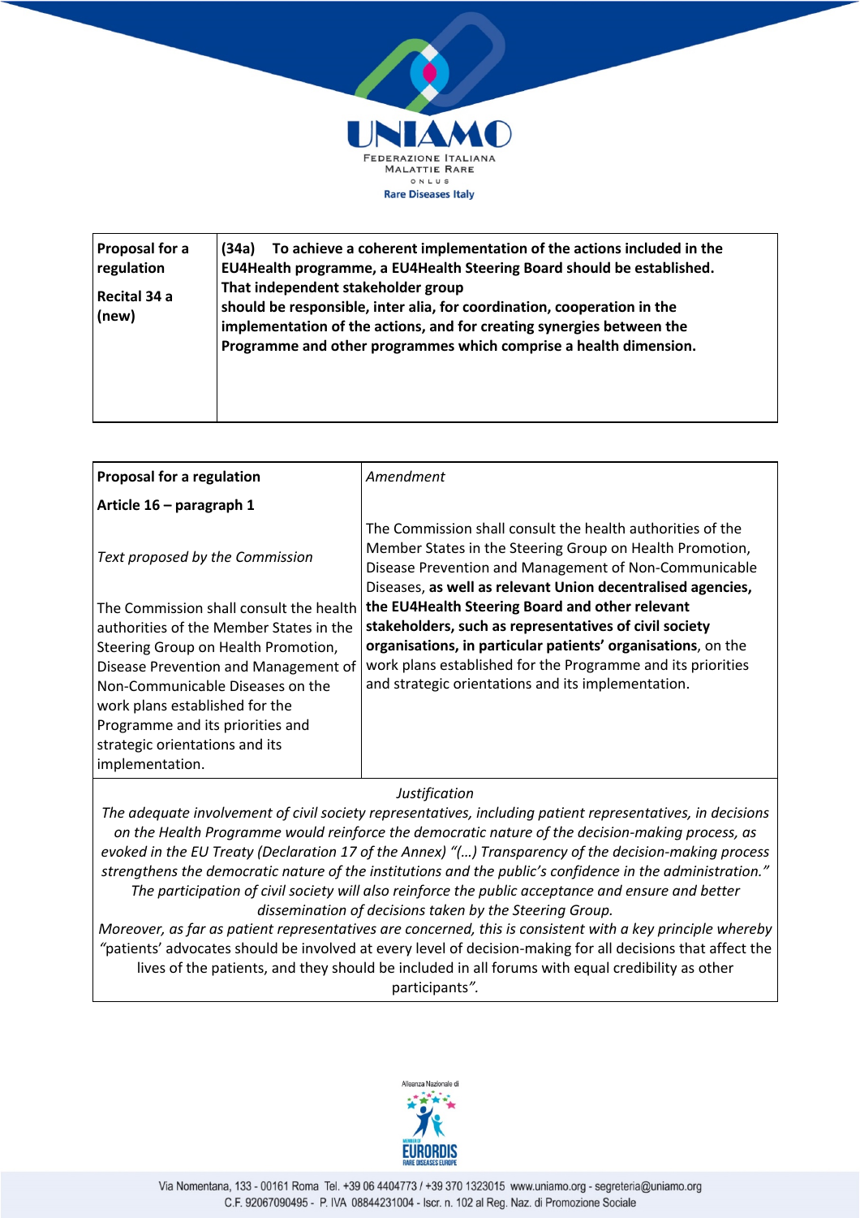| Proposal for a regulation<br><br>Recital 34 a (new) | **(34a) To achieve a coherent implementation of the actions included in the EU4Health programme, a EU4Health Steering Board should be established. That independent stakeholder group should be responsible, inter alia, for coordination, cooperation in the implementation of the actions, and for creating synergies between the Programme and other programmes which comprise a health dimension.** |
|---|---|

| **Proposal for a regulation**<br><br>**Article 16 – paragraph 1** | *Amendment* |
|---|---|
| *Text proposed by the Commission*<br><br>The Commission shall consult the health authorities of the Member States in the Steering Group on Health Promotion, Disease Prevention and Management of Non-Communicable Diseases on the work plans established for the Programme and its priorities and strategic orientations and its implementation. | The Commission shall consult the health authorities of the Member States in the Steering Group on Health Promotion, Disease Prevention and Management of Non-Communicable Diseases, **as well as relevant Union decentralised agencies, the EU4Health Steering Board and other relevant stakeholders, such as representatives of civil society organisations, in particular patients' organisations**, on the work plans established for the Programme and its priorities and strategic orientations and its implementation. |

*Justification*

*The adequate involvement of civil society representatives, including patient representatives, in decisions on the Health Programme would reinforce the democratic nature of the decision-making process, as evoked in the EU Treaty (Declaration 17 of the Annex) "(…) Transparency of the decision-making process strengthens the democratic nature of the institutions and the public's confidence in the administration." The participation of civil society will also reinforce the public acceptance and ensure and better dissemination of decisions taken by the Steering Group.*

*Moreover, as far as patient representatives are concerned, this is consistent with a key principle whereby "*patients' advocates should be involved at every level of decision-making for all decisions that affect the lives of the patients, and they should be included in all forums with equal credibility as other participants*".*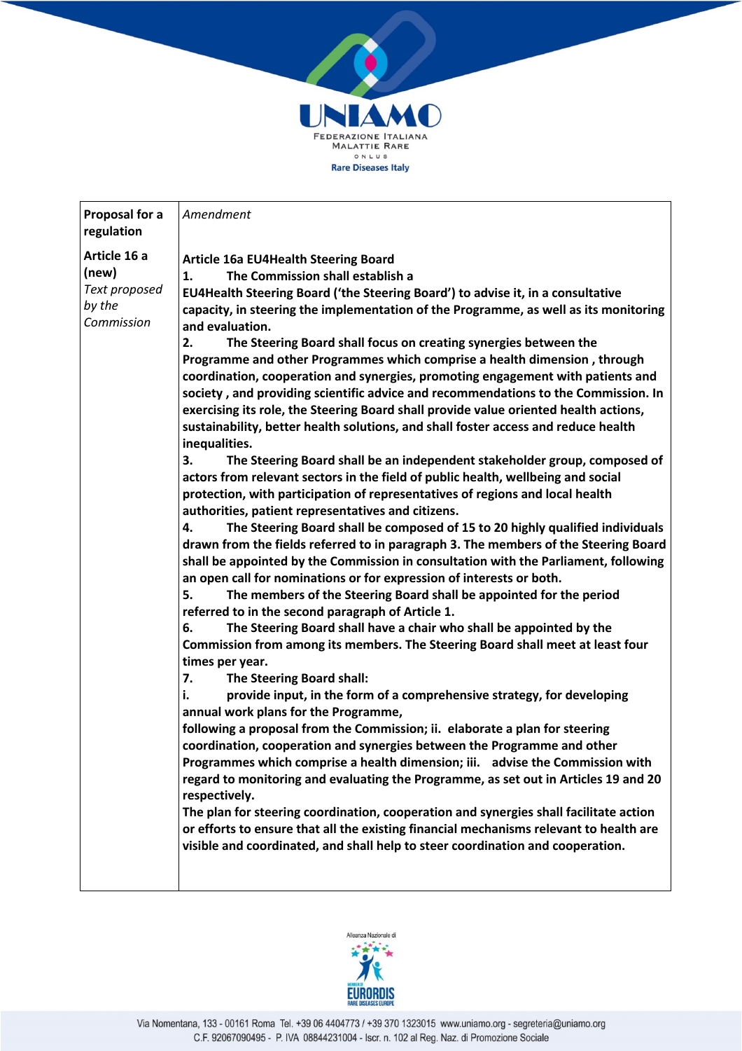| Proposal for a regulation | *Amendment* |
|---|---|
| **Article 16 a (new)**<br>*Text proposed by the Commission* | **Article 16a EU4Health Steering Board**<br>**1. The Commission shall establish a EU4Health Steering Board ('the Steering Board') to advise it, in a consultative capacity, in steering the implementation of the Programme, as well as its monitoring and evaluation.**<br>**2. The Steering Board shall focus on creating synergies between the Programme and other Programmes which comprise a health dimension , through coordination, cooperation and synergies, promoting engagement with patients and society , and providing scientific advice and recommendations to the Commission. In exercising its role, the Steering Board shall provide value oriented health actions, sustainability, better health solutions, and shall foster access and reduce health inequalities.**<br>**3. The Steering Board shall be an independent stakeholder group, composed of actors from relevant sectors in the field of public health, wellbeing and social protection, with participation of representatives of regions and local health authorities, patient representatives and citizens.**<br>**4. The Steering Board shall be composed of 15 to 20 highly qualified individuals drawn from the fields referred to in paragraph 3. The members of the Steering Board shall be appointed by the Commission in consultation with the Parliament, following an open call for nominations or for expression of interests or both.**<br>**5. The members of the Steering Board shall be appointed for the period referred to in the second paragraph of Article 1.**<br>**6. The Steering Board shall have a chair who shall be appointed by the Commission from among its members. The Steering Board shall meet at least four times per year.**<br>**7. The Steering Board shall:**<br>**i. provide input, in the form of a comprehensive strategy, for developing annual work plans for the Programme, following a proposal from the Commission; ii. elaborate a plan for steering coordination, cooperation and synergies between the Programme and other Programmes which comprise a health dimension; iii. advise the Commission with regard to monitoring and evaluating the Programme, as set out in Articles 19 and 20 respectively.**<br>**The plan for steering coordination, cooperation and synergies shall facilitate action or efforts to ensure that all the existing financial mechanisms relevant to health are visible and coordinated, and shall help to steer coordination and cooperation.** |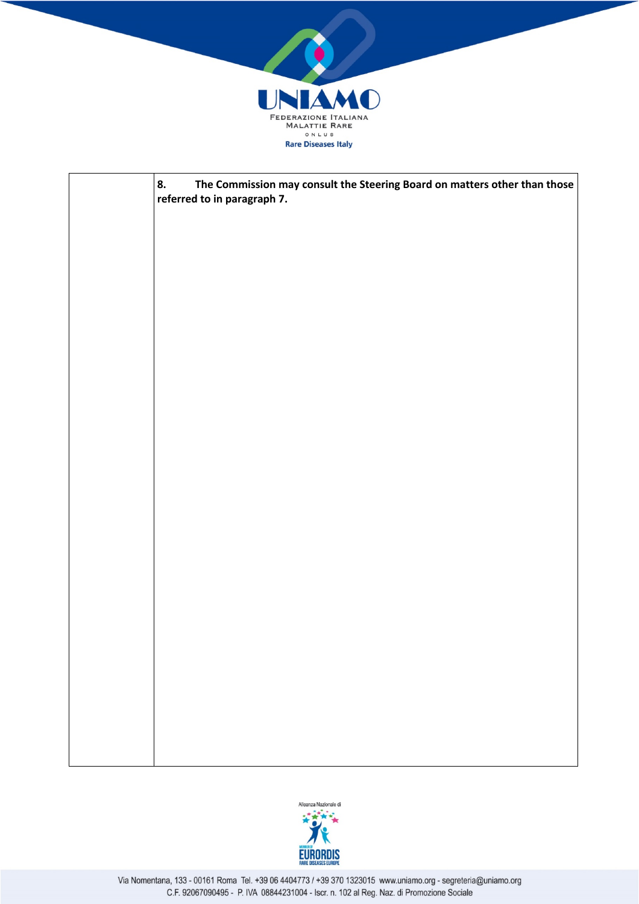| | |
|---|---|
| | **8. The Commission may consult the Steering Board on matters other than those referred to in paragraph 7.** |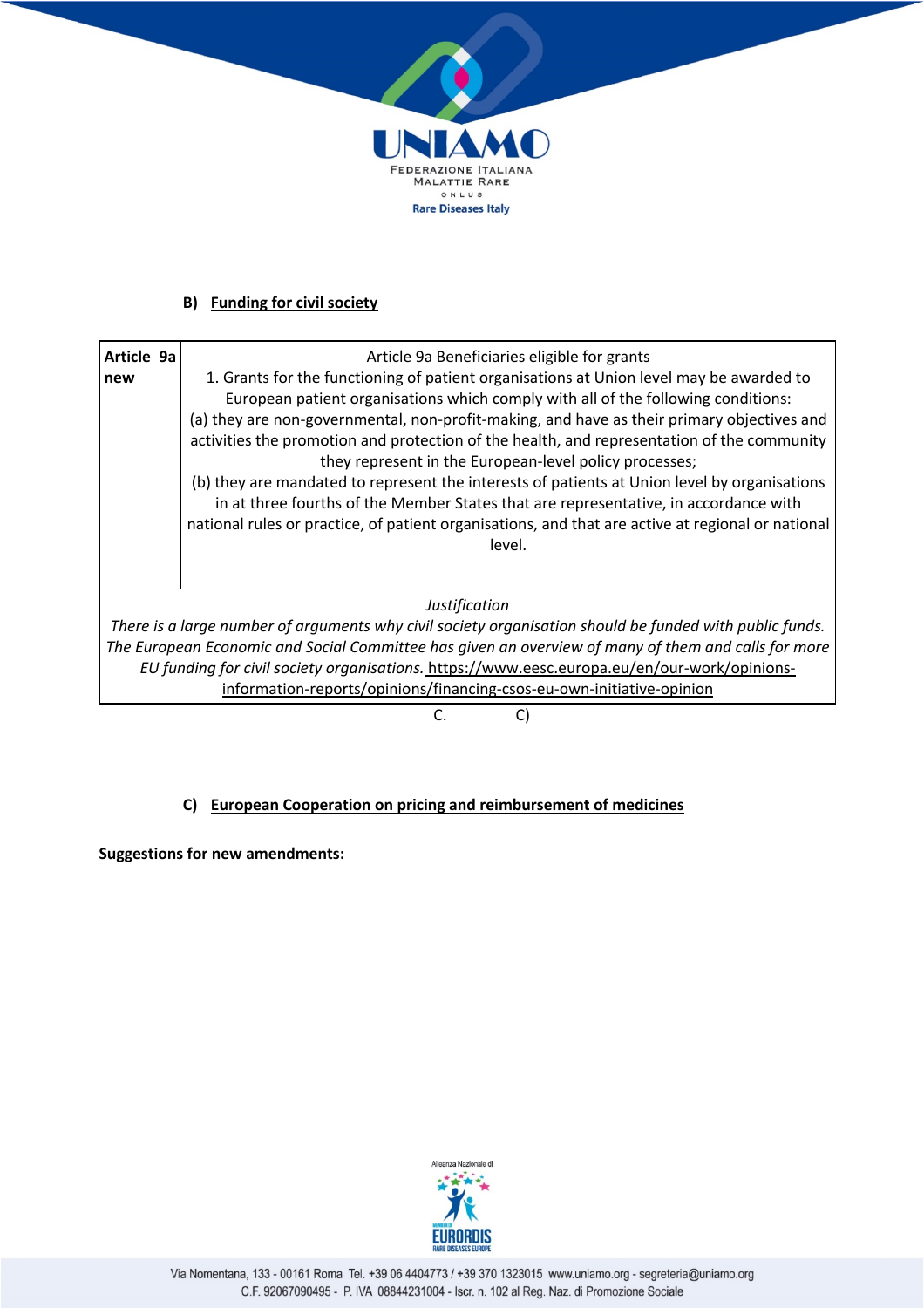## B) Funding for civil society

| Article 9a new | Article 9a Beneficiaries eligible for grants<br>1. Grants for the functioning of patient organisations at Union level may be awarded to European patient organisations which comply with all of the following conditions:<br>(a) they are non-governmental, non-profit-making, and have as their primary objectives and activities the promotion and protection of the health, and representation of the community they represent in the European-level policy processes;<br>(b) they are mandated to represent the interests of patients at Union level by organisations in at three fourths of the Member States that are representative, in accordance with national rules or practice, of patient organisations, and that are active at regional or national level. |
|---|---|
| *Justification*<br>*There is a large number of arguments why civil society organisation should be funded with public funds. The European Economic and Social Committee has given an overview of many of them and calls for more EU funding for civil society organisations.* https://www.eesc.europa.eu/en/our-work/opinions-information-reports/opinions/financing-csos-eu-own-initiative-opinion | |

C. C)

## C) European Cooperation on pricing and reimbursement of medicines

**Suggestions for new amendments:**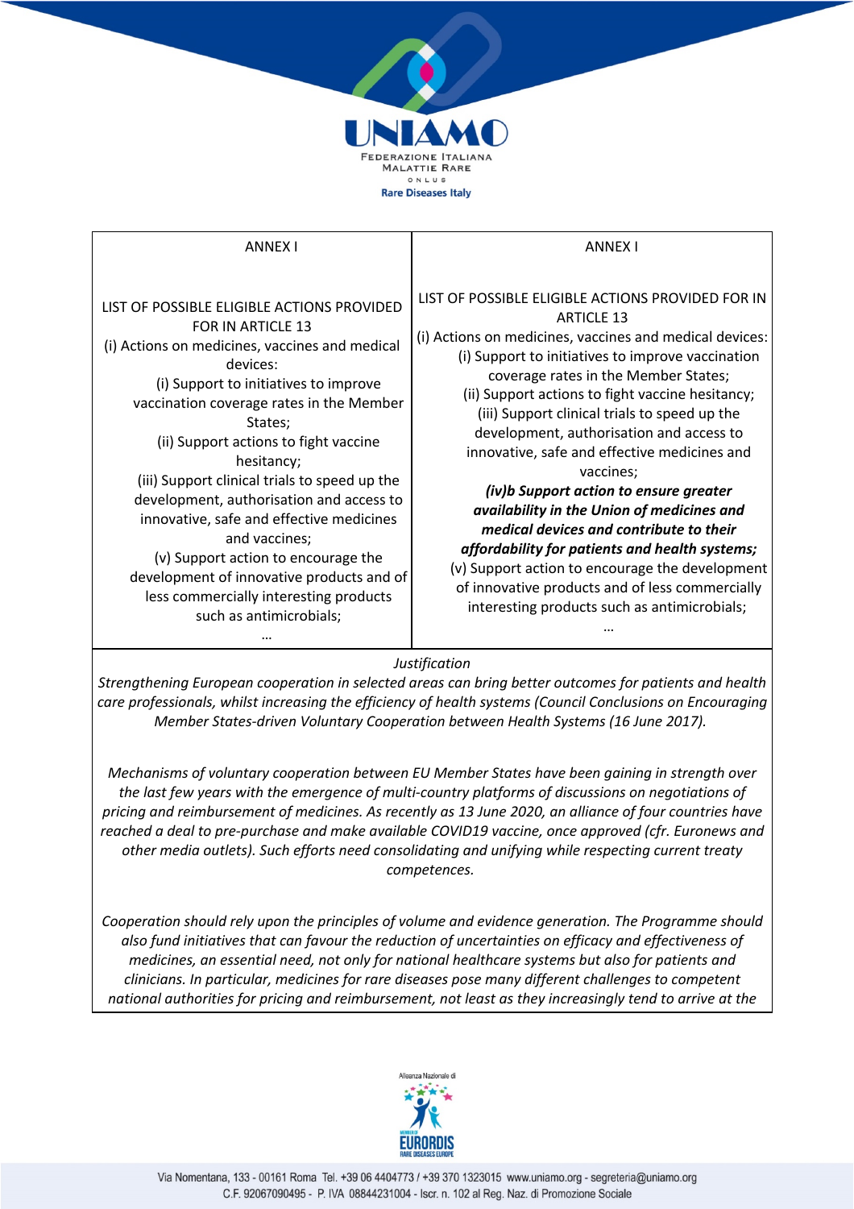| ANNEX I | ANNEX I |
|---|---|
| LIST OF POSSIBLE ELIGIBLE ACTIONS PROVIDED FOR IN ARTICLE 13<br>(i) Actions on medicines, vaccines and medical devices:<br>(i) Support to initiatives to improve vaccination coverage rates in the Member States;<br>(ii) Support actions to fight vaccine hesitancy;<br>(iii) Support clinical trials to speed up the development, authorisation and access to innovative, safe and effective medicines and vaccines;<br>(v) Support action to encourage the development of innovative products and of less commercially interesting products such as antimicrobials;<br>… | LIST OF POSSIBLE ELIGIBLE ACTIONS PROVIDED FOR IN ARTICLE 13<br>(i) Actions on medicines, vaccines and medical devices:<br>(i) Support to initiatives to improve vaccination coverage rates in the Member States;<br>(ii) Support actions to fight vaccine hesitancy;<br>(iii) Support clinical trials to speed up the development, authorisation and access to innovative, safe and effective medicines and vaccines;<br>***(iv)b Support action to ensure greater availability in the Union of medicines and medical devices and contribute to their affordability for patients and health systems;***<br>(v) Support action to encourage the development of innovative products and of less commercially interesting products such as antimicrobials;<br>… |

*Justification*

*Strengthening European cooperation in selected areas can bring better outcomes for patients and health care professionals, whilst increasing the efficiency of health systems (Council Conclusions on Encouraging Member States-driven Voluntary Cooperation between Health Systems (16 June 2017).*

*Mechanisms of voluntary cooperation between EU Member States have been gaining in strength over the last few years with the emergence of multi-country platforms of discussions on negotiations of pricing and reimbursement of medicines. As recently as 13 June 2020, an alliance of four countries have reached a deal to pre-purchase and make available COVID19 vaccine, once approved (cfr. Euronews and other media outlets). Such efforts need consolidating and unifying while respecting current treaty competences.*

*Cooperation should rely upon the principles of volume and evidence generation. The Programme should also fund initiatives that can favour the reduction of uncertainties on efficacy and effectiveness of medicines, an essential need, not only for national healthcare systems but also for patients and clinicians. In particular, medicines for rare diseases pose many different challenges to competent national authorities for pricing and reimbursement, not least as they increasingly tend to arrive at the*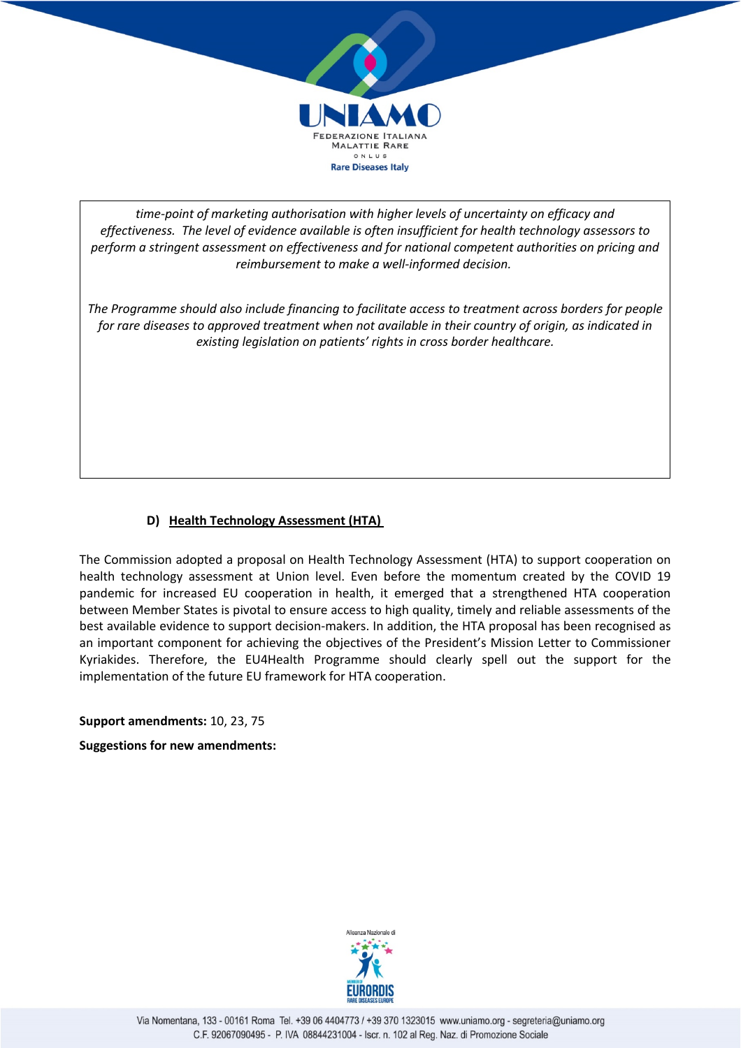*time-point of marketing authorisation with higher levels of uncertainty on efficacy and effectiveness. The level of evidence available is often insufficient for health technology assessors to perform a stringent assessment on effectiveness and for national competent authorities on pricing and reimbursement to make a well-informed decision.*

*The Programme should also include financing to facilitate access to treatment across borders for people for rare diseases to approved treatment when not available in their country of origin, as indicated in existing legislation on patients' rights in cross border healthcare.*

### D) Health Technology Assessment (HTA)

The Commission adopted a proposal on Health Technology Assessment (HTA) to support cooperation on health technology assessment at Union level. Even before the momentum created by the COVID 19 pandemic for increased EU cooperation in health, it emerged that a strengthened HTA cooperation between Member States is pivotal to ensure access to high quality, timely and reliable assessments of the best available evidence to support decision-makers. In addition, the HTA proposal has been recognised as an important component for achieving the objectives of the President's Mission Letter to Commissioner Kyriakides. Therefore, the EU4Health Programme should clearly spell out the support for the implementation of the future EU framework for HTA cooperation.

**Support amendments:** 10, 23, 75

**Suggestions for new amendments:**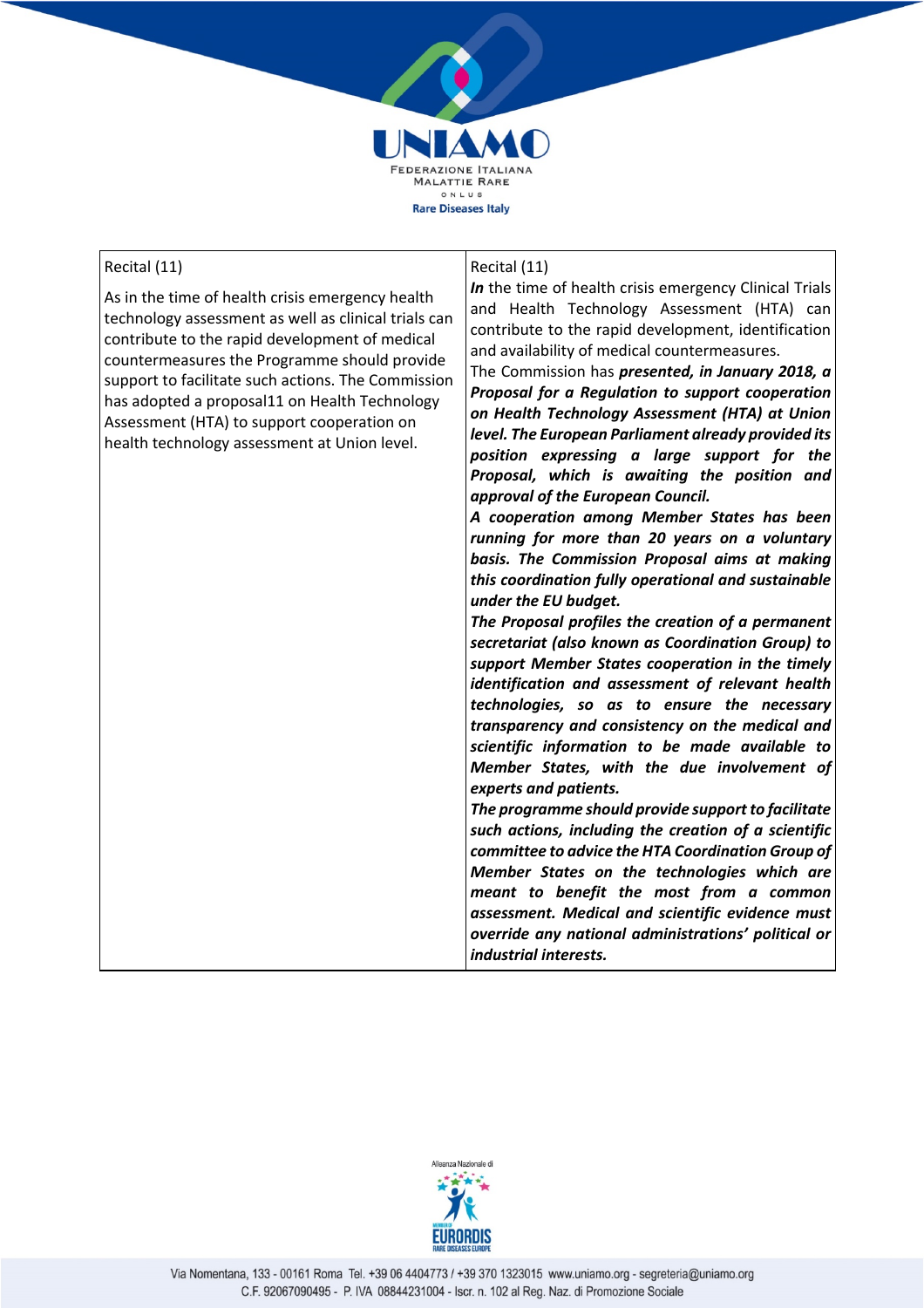| Recital (11) | Recital (11) |
|---|---|
| As in the time of health crisis emergency health technology assessment as well as clinical trials can contribute to the rapid development of medical countermeasures the Programme should provide support to facilitate such actions. The Commission has adopted a proposal11 on Health Technology Assessment (HTA) to support cooperation on health technology assessment at Union level. | ***In*** the time of health crisis emergency Clinical Trials and Health Technology Assessment (HTA) can contribute to the rapid development, identification and availability of medical countermeasures.<br>The Commission has ***presented, in January 2018, a Proposal for a Regulation to support cooperation on Health Technology Assessment (HTA) at Union level. The European Parliament already provided its position expressing a large support for the Proposal, which is awaiting the position and approval of the European Council.***<br>***A cooperation among Member States has been running for more than 20 years on a voluntary basis. The Commission Proposal aims at making this coordination fully operational and sustainable under the EU budget.***<br>***The Proposal profiles the creation of a permanent secretariat (also known as Coordination Group) to support Member States cooperation in the timely identification and assessment of relevant health technologies, so as to ensure the necessary transparency and consistency on the medical and scientific information to be made available to Member States, with the due involvement of experts and patients.***<br>***The programme should provide support to facilitate such actions, including the creation of a scientific committee to advice the HTA Coordination Group of Member States on the technologies which are meant to benefit the most from a common assessment. Medical and scientific evidence must override any national administrations' political or industrial interests.*** |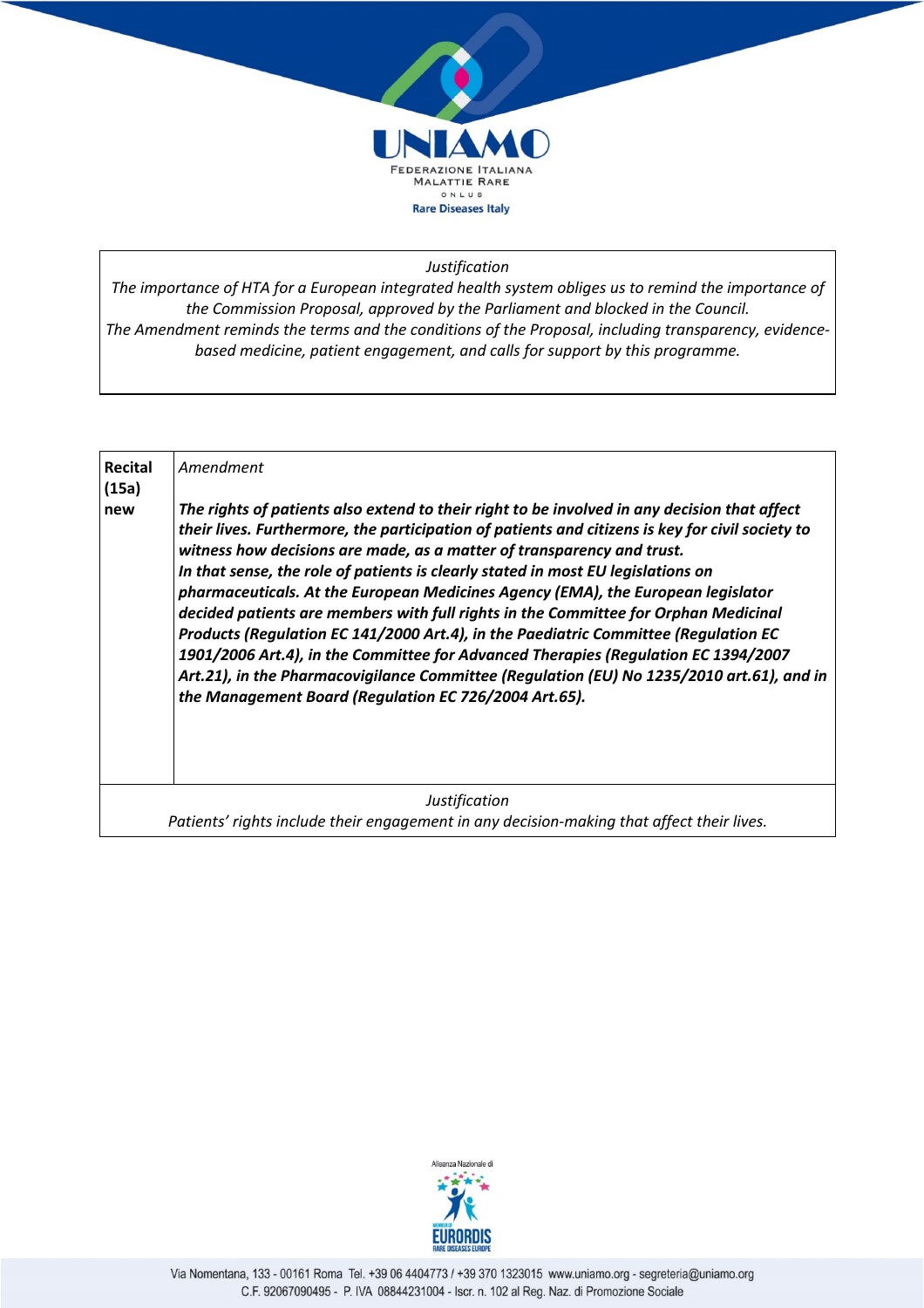*Justification*

*The importance of HTA for a European integrated health system obliges us to remind the importance of the Commission Proposal, approved by the Parliament and blocked in the Council.*
*The Amendment reminds the terms and the conditions of the Proposal, including transparency, evidence-based medicine, patient engagement, and calls for support by this programme.*

| **Recital (15a) new** | *Amendment* |
|---|---|
| | ***The rights of patients also extend to their right to be involved in any decision that affect their lives. Furthermore, the participation of patients and citizens is key for civil society to witness how decisions are made, as a matter of transparency and trust.*** ***In that sense, the role of patients is clearly stated in most EU legislations on pharmaceuticals. At the European Medicines Agency (EMA), the European legislator decided patients are members with full rights in the Committee for Orphan Medicinal Products (Regulation EC 141/2000 Art.4), in the Paediatric Committee (Regulation EC 1901/2006 Art.4), in the Committee for Advanced Therapies (Regulation EC 1394/2007 Art.21), in the Pharmacovigilance Committee (Regulation (EU) No 1235/2010 art.61), and in the Management Board (Regulation EC 726/2004 Art.65).*** |

*Justification*

*Patients' rights include their engagement in any decision-making that affect their lives.*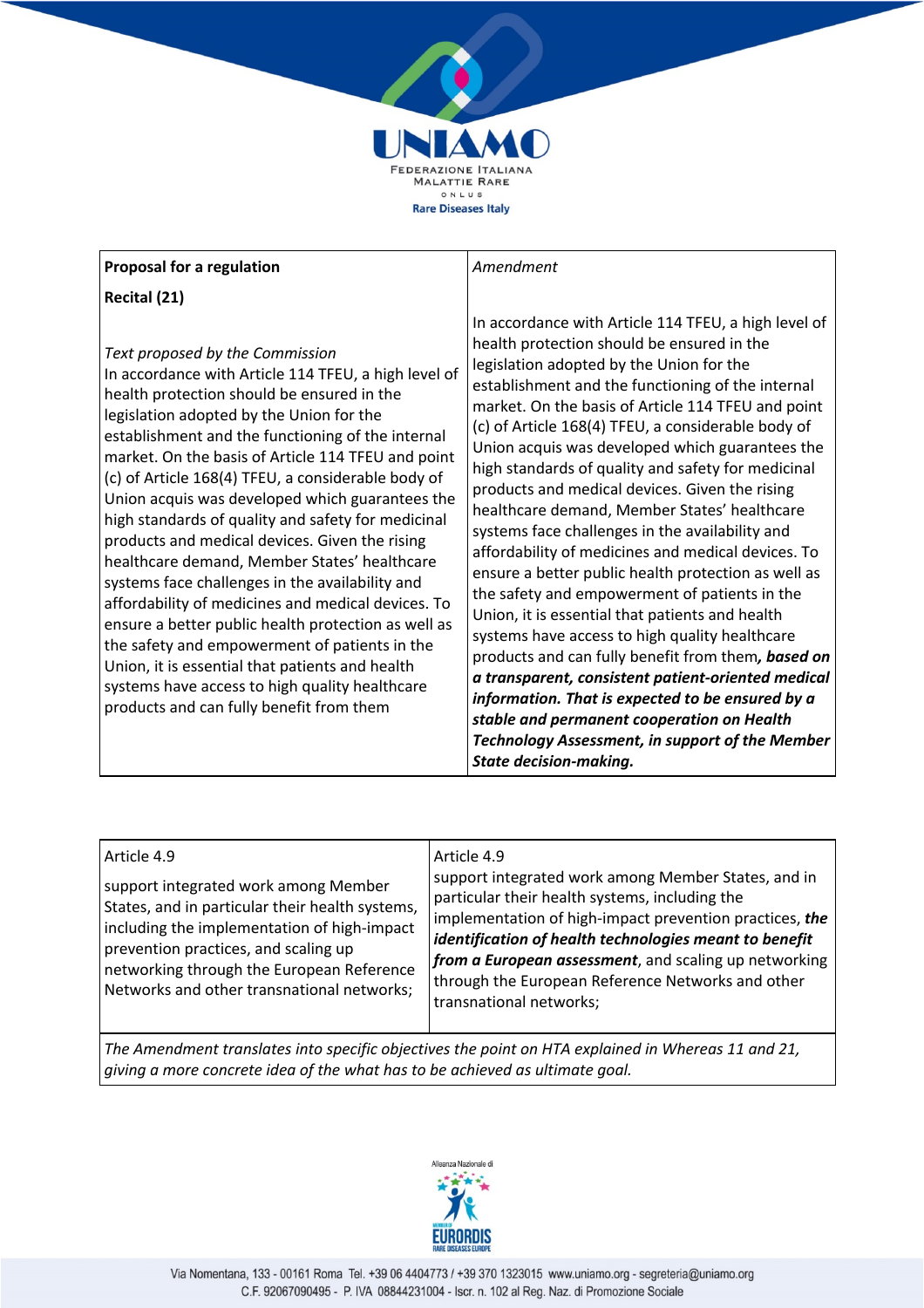| **Proposal for a regulation**<br><br>**Recital (21)**<br><br>*Text proposed by the Commission*<br>In accordance with Article 114 TFEU, a high level of health protection should be ensured in the legislation adopted by the Union for the establishment and the functioning of the internal market. On the basis of Article 114 TFEU and point (c) of Article 168(4) TFEU, a considerable body of Union acquis was developed which guarantees the high standards of quality and safety for medicinal products and medical devices. Given the rising healthcare demand, Member States' healthcare systems face challenges in the availability and affordability of medicines and medical devices. To ensure a better public health protection as well as the safety and empowerment of patients in the Union, it is essential that patients and health systems have access to high quality healthcare products and can fully benefit from them | *Amendment*<br><br>In accordance with Article 114 TFEU, a high level of health protection should be ensured in the legislation adopted by the Union for the establishment and the functioning of the internal market. On the basis of Article 114 TFEU and point (c) of Article 168(4) TFEU, a considerable body of Union acquis was developed which guarantees the high standards of quality and safety for medicinal products and medical devices. Given the rising healthcare demand, Member States' healthcare systems face challenges in the availability and affordability of medicines and medical devices. To ensure a better public health protection as well as the safety and empowerment of patients in the Union, it is essential that patients and health systems have access to high quality healthcare products and can fully benefit from them***, based on a transparent, consistent patient-oriented medical information. That is expected to be ensured by a stable and permanent cooperation on Health Technology Assessment, in support of the Member State decision-making.*** |
|---|---|

| Article 4.9<br><br>support integrated work among Member States, and in particular their health systems, including the implementation of high-impact prevention practices, and scaling up networking through the European Reference Networks and other transnational networks; | Article 4.9<br>support integrated work among Member States, and in particular their health systems, including the implementation of high-impact prevention practices, ***the identification of health technologies meant to benefit from a European assessment***, and scaling up networking through the European Reference Networks and other transnational networks; |
|---|---|
| *The Amendment translates into specific objectives the point on HTA explained in Whereas 11 and 21, giving a more concrete idea of the what has to be achieved as ultimate goal.* | |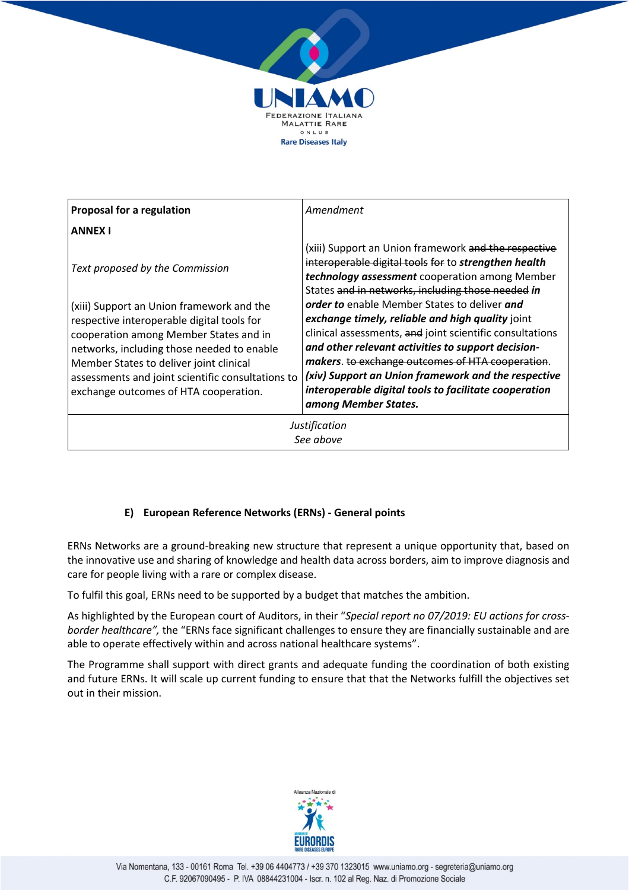| **Proposal for a regulation** | *Amendment* |
|---|---|
| **ANNEX I** | |
| *Text proposed by the Commission* | (xiii) Support an Union framework ~~and the respective interoperable digital tools for~~ to ***strengthen health technology assessment*** cooperation among Member States ~~and in networks, including those needed~~ ***in order to*** enable Member States to deliver ***and exchange timely, reliable and high quality*** joint clinical assessments, ~~and~~ joint scientific consultations ***and other relevant activities to support decision-makers***. ~~to exchange outcomes of HTA cooperation~~. ***(xiv) Support an Union framework and the respective interoperable digital tools to facilitate cooperation among Member States.*** |
| (xiii) Support an Union framework and the respective interoperable digital tools for cooperation among Member States and in networks, including those needed to enable Member States to deliver joint clinical assessments and joint scientific consultations to exchange outcomes of HTA cooperation. | |
| *Justification* <br> *See above* | |

#### E) European Reference Networks (ERNs) - General points

ERNs Networks are a ground-breaking new structure that represent a unique opportunity that, based on the innovative use and sharing of knowledge and health data across borders, aim to improve diagnosis and care for people living with a rare or complex disease.

To fulfil this goal, ERNs need to be supported by a budget that matches the ambition.

As highlighted by the European court of Auditors, in their "*Special report no 07/2019: EU actions for cross-border healthcare",* the "ERNs face significant challenges to ensure they are financially sustainable and are able to operate effectively within and across national healthcare systems".

The Programme shall support with direct grants and adequate funding the coordination of both existing and future ERNs. It will scale up current funding to ensure that that the Networks fulfill the objectives set out in their mission.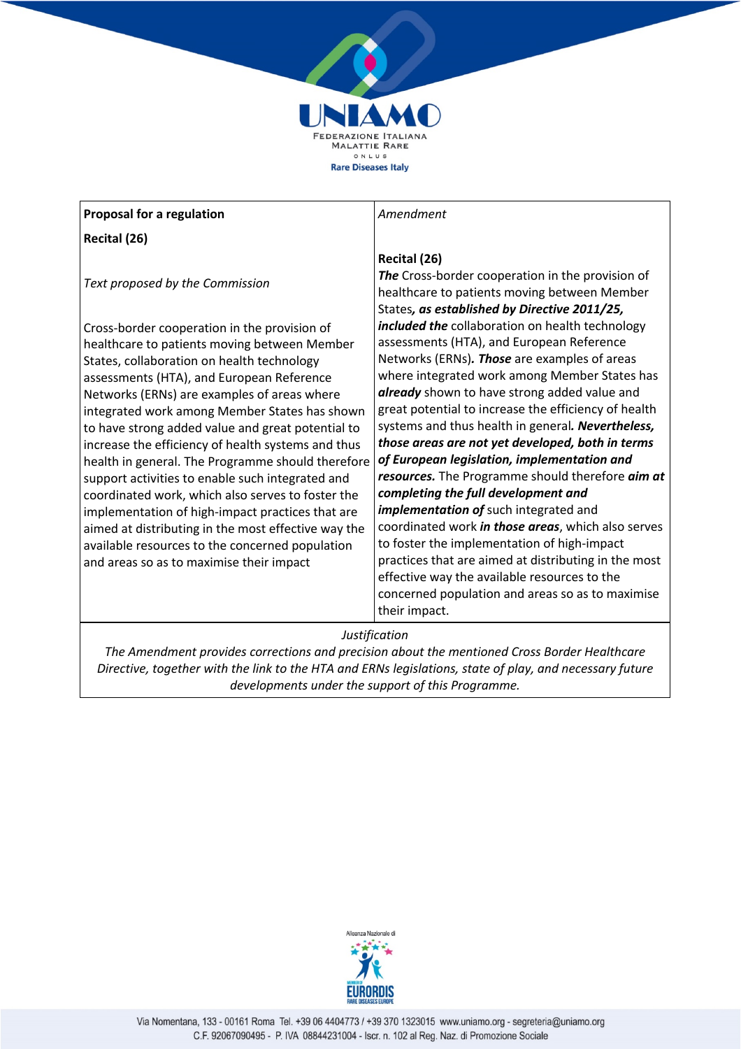| **Proposal for a regulation** | *Amendment* |
|---|---|
| **Recital (26)** | **Recital (26)** |
| *Text proposed by the Commission* | |
| Cross-border cooperation in the provision of healthcare to patients moving between Member States, collaboration on health technology assessments (HTA), and European Reference Networks (ERNs) are examples of areas where integrated work among Member States has shown to have strong added value and great potential to increase the efficiency of health systems and thus health in general. The Programme should therefore support activities to enable such integrated and coordinated work, which also serves to foster the implementation of high-impact practices that are aimed at distributing in the most effective way the available resources to the concerned population and areas so as to maximise their impact | ***The*** Cross-border cooperation in the provision of healthcare to patients moving between Member States***, as established by Directive 2011/25, included the*** collaboration on health technology assessments (HTA), and European Reference Networks (ERNs)***. Those*** are examples of areas where integrated work among Member States has ***already*** shown to have strong added value and great potential to increase the efficiency of health systems and thus health in general***. Nevertheless, those areas are not yet developed, both in terms of European legislation, implementation and resources.*** The Programme should therefore ***aim at completing the full development and implementation of*** such integrated and coordinated work ***in those areas***, which also serves to foster the implementation of high-impact practices that are aimed at distributing in the most effective way the available resources to the concerned population and areas so as to maximise their impact. |

*Justification*

*The Amendment provides corrections and precision about the mentioned Cross Border Healthcare Directive, together with the link to the HTA and ERNs legislations, state of play, and necessary future developments under the support of this Programme.*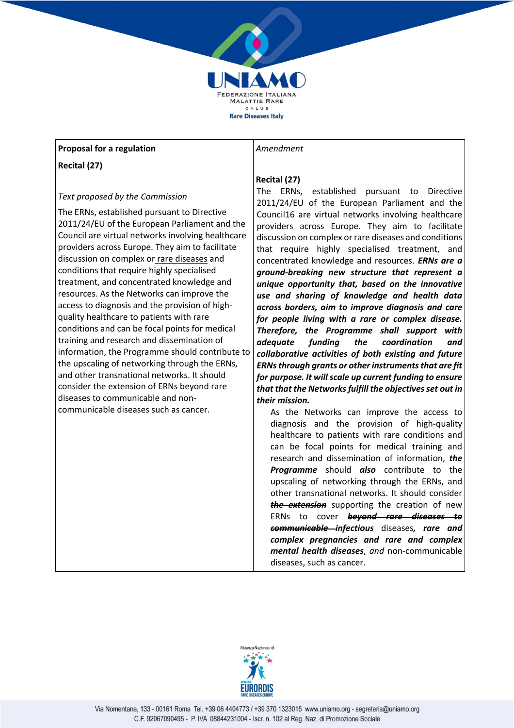| **Proposal for a regulation** | *Amendment* |
|---|---|
| **Recital (27)** | **Recital (27)** |
| *Text proposed by the Commission*<br><br>The ERNs, established pursuant to Directive 2011/24/EU of the European Parliament and the Council are virtual networks involving healthcare providers across Europe. They aim to facilitate discussion on complex or rare diseases and conditions that require highly specialised treatment, and concentrated knowledge and resources. As the Networks can improve the access to diagnosis and the provision of high-quality healthcare to patients with rare conditions and can be focal points for medical training and research and dissemination of information, the Programme should contribute to the upscaling of networking through the ERNs, and other transnational networks. It should consider the extension of ERNs beyond rare diseases to communicable and non-communicable diseases such as cancer. | The ERNs, established pursuant to Directive 2011/24/EU of the European Parliament and the Council16 are virtual networks involving healthcare providers across Europe. They aim to facilitate discussion on complex or rare diseases and conditions that require highly specialised treatment, and concentrated knowledge and resources. ***ERNs are a ground-breaking new structure that represent a unique opportunity that, based on the innovative use and sharing of knowledge and health data across borders, aim to improve diagnosis and care for people living with a rare or complex disease. Therefore, the Programme shall support with adequate funding the coordination and collaborative activities of both existing and future ERNs through grants or other instruments that are fit for purpose. It will scale up current funding to ensure that that the Networks fulfill the objectives set out in their mission.***<br><br>As the Networks can improve the access to diagnosis and the provision of high-quality healthcare to patients with rare conditions and can be focal points for medical training and research and dissemination of information, ***the Programme*** should ***also*** contribute to the upscaling of networking through the ERNs, and other transnational networks. It should consider ~~***the extension***~~ supporting the creation of new ERNs to cover ~~***beyond rare diseases to communicable***~~ ***infectious*** diseases***, rare and complex pregnancies and rare and complex mental health diseases***, *and* non-communicable diseases, such as cancer. |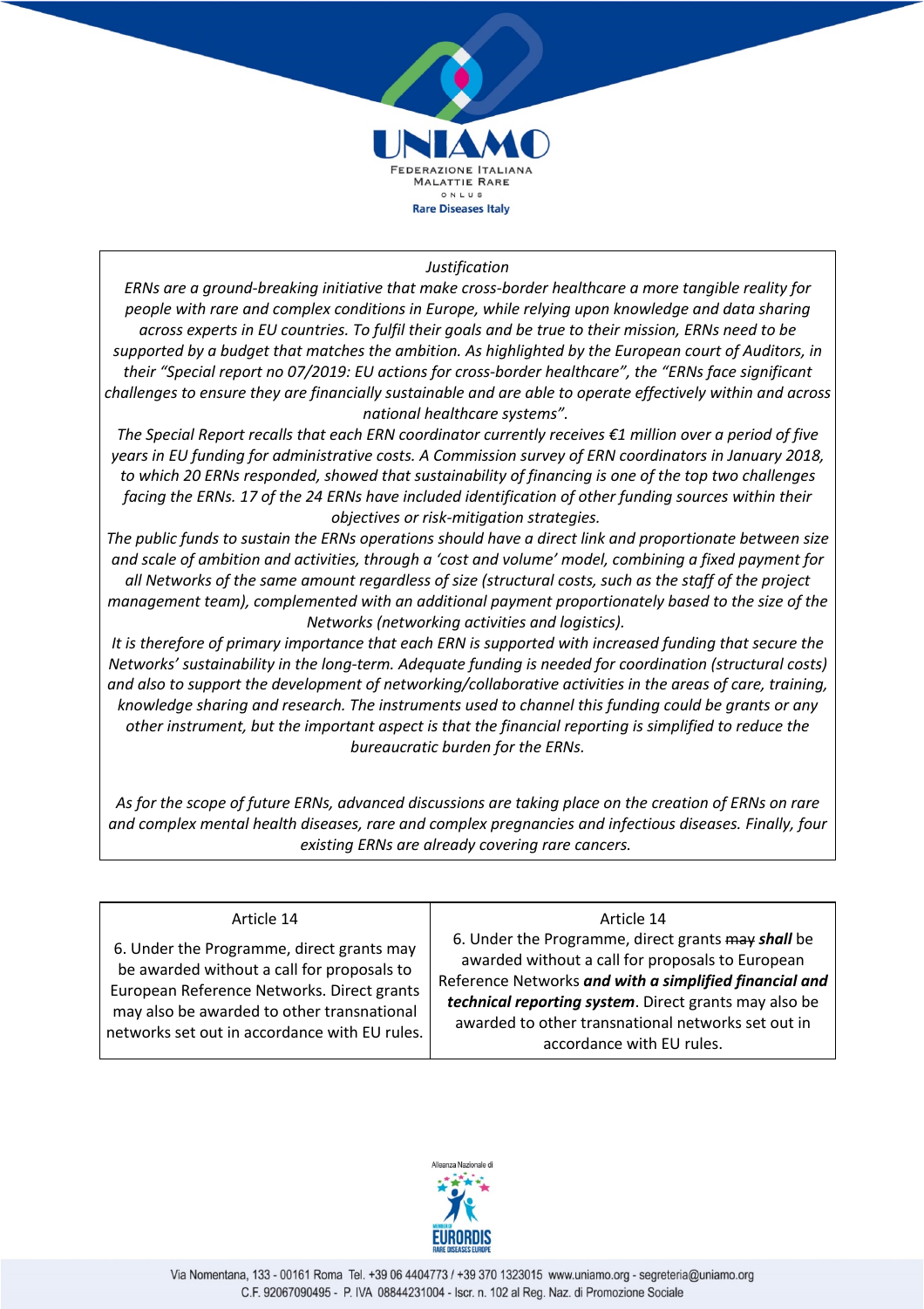| *Justification* |
| --- |
| *ERNs are a ground-breaking initiative that make cross-border healthcare a more tangible reality for people with rare and complex conditions in Europe, while relying upon knowledge and data sharing across experts in EU countries. To fulfil their goals and be true to their mission, ERNs need to be supported by a budget that matches the ambition. As highlighted by the European court of Auditors, in their "Special report no 07/2019: EU actions for cross-border healthcare", the "ERNs face significant challenges to ensure they are financially sustainable and are able to operate effectively within and across national healthcare systems".* <br> *The Special Report recalls that each ERN coordinator currently receives €1 million over a period of five years in EU funding for administrative costs. A Commission survey of ERN coordinators in January 2018, to which 20 ERNs responded, showed that sustainability of financing is one of the top two challenges facing the ERNs. 17 of the 24 ERNs have included identification of other funding sources within their objectives or risk-mitigation strategies.* <br> *The public funds to sustain the ERNs operations should have a direct link and proportionate between size and scale of ambition and activities, through a 'cost and volume' model, combining a fixed payment for all Networks of the same amount regardless of size (structural costs, such as the staff of the project management team), complemented with an additional payment proportionately based to the size of the Networks (networking activities and logistics).* <br> *It is therefore of primary importance that each ERN is supported with increased funding that secure the Networks' sustainability in the long-term. Adequate funding is needed for coordination (structural costs) and also to support the development of networking/collaborative activities in the areas of care, training, knowledge sharing and research. The instruments used to channel this funding could be grants or any other instrument, but the important aspect is that the financial reporting is simplified to reduce the bureaucratic burden for the ERNs.* <br><br> *As for the scope of future ERNs, advanced discussions are taking place on the creation of ERNs on rare and complex mental health diseases, rare and complex pregnancies and infectious diseases. Finally, four existing ERNs are already covering rare cancers.* |

| Article 14 | Article 14 |
| --- | --- |
| 6. Under the Programme, direct grants may be awarded without a call for proposals to European Reference Networks. Direct grants may also be awarded to other transnational networks set out in accordance with EU rules. | 6. Under the Programme, direct grants ~~may~~ ***shall*** be awarded without a call for proposals to European Reference Networks ***and with a simplified financial and technical reporting system***. Direct grants may also be awarded to other transnational networks set out in accordance with EU rules. |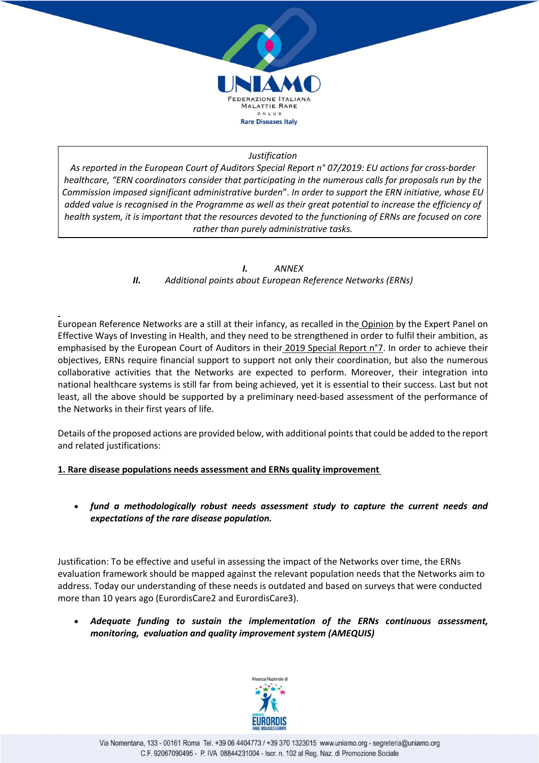*Justification*

*As reported in the European Court of Auditors Special Report n° 07/2019: EU actions for cross-border healthcare, "ERN coordinators consider that participating in the numerous calls for proposals run by the Commission imposed significant administrative burden". In order to support the ERN initiative, whose EU added value is recognised in the Programme as well as their great potential to increase the efficiency of health system, it is important that the resources devoted to the functioning of ERNs are focused on core rather than purely administrative tasks.*

***I.*** *ANNEX*

***II.*** *Additional points about European Reference Networks (ERNs)*

European Reference Networks are a still at their infancy, as recalled in the Opinion by the Expert Panel on Effective Ways of Investing in Health, and they need to be strengthened in order to fulfil their ambition, as emphasised by the European Court of Auditors in their 2019 Special Report n°7. In order to achieve their objectives, ERNs require financial support to support not only their coordination, but also the numerous collaborative activities that the Networks are expected to perform. Moreover, their integration into national healthcare systems is still far from being achieved, yet it is essential to their success. Last but not least, all the above should be supported by a preliminary need-based assessment of the performance of the Networks in their first years of life.

Details of the proposed actions are provided below, with additional points that could be added to the report and related justifications:

**1. Rare disease populations needs assessment and ERNs quality improvement**

- ***fund a methodologically robust needs assessment study to capture the current needs and expectations of the rare disease population.***

Justification: To be effective and useful in assessing the impact of the Networks over time, the ERNs evaluation framework should be mapped against the relevant population needs that the Networks aim to address. Today our understanding of these needs is outdated and based on surveys that were conducted more than 10 years ago (EurordisCare2 and EurordisCare3).

- ***Adequate funding to sustain the implementation of the ERNs continuous assessment, monitoring, evaluation and quality improvement system (AMEQUIS)***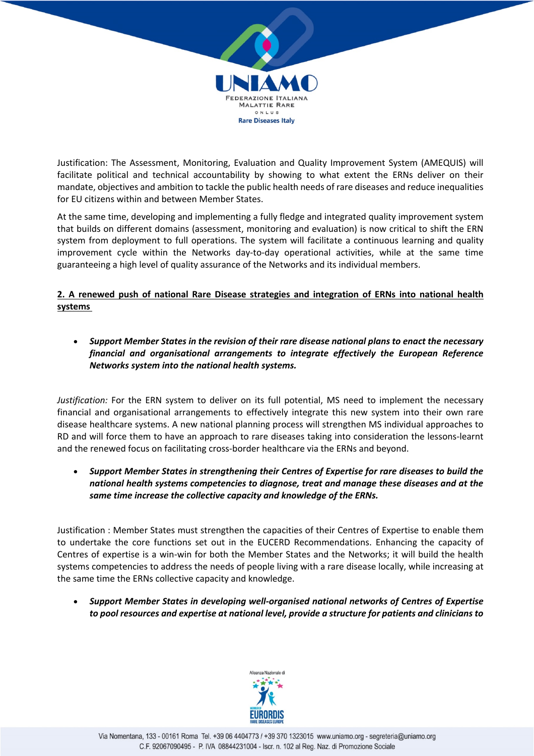Justification: The Assessment, Monitoring, Evaluation and Quality Improvement System (AMEQUIS) will facilitate political and technical accountability by showing to what extent the ERNs deliver on their mandate, objectives and ambition to tackle the public health needs of rare diseases and reduce inequalities for EU citizens within and between Member States.

At the same time, developing and implementing a fully fledge and integrated quality improvement system that builds on different domains (assessment, monitoring and evaluation) is now critical to shift the ERN system from deployment to full operations. The system will facilitate a continuous learning and quality improvement cycle within the Networks day-to-day operational activities, while at the same time guaranteeing a high level of quality assurance of the Networks and its individual members.

**2. A renewed push of national Rare Disease strategies and integration of ERNs into national health systems**

- ***Support Member States in the revision of their rare disease national plans to enact the necessary financial and organisational arrangements to integrate effectively the European Reference Networks system into the national health systems.***

*Justification:* For the ERN system to deliver on its full potential, MS need to implement the necessary financial and organisational arrangements to effectively integrate this new system into their own rare disease healthcare systems. A new national planning process will strengthen MS individual approaches to RD and will force them to have an approach to rare diseases taking into consideration the lessons-learnt and the renewed focus on facilitating cross-border healthcare via the ERNs and beyond.

- ***Support Member States in strengthening their Centres of Expertise for rare diseases to build the national health systems competencies to diagnose, treat and manage these diseases and at the same time increase the collective capacity and knowledge of the ERNs.***

Justification : Member States must strengthen the capacities of their Centres of Expertise to enable them to undertake the core functions set out in the EUCERD Recommendations. Enhancing the capacity of Centres of expertise is a win-win for both the Member States and the Networks; it will build the health systems competencies to address the needs of people living with a rare disease locally, while increasing at the same time the ERNs collective capacity and knowledge.

- ***Support Member States in developing well-organised national networks of Centres of Expertise to pool resources and expertise at national level, provide a structure for patients and clinicians to***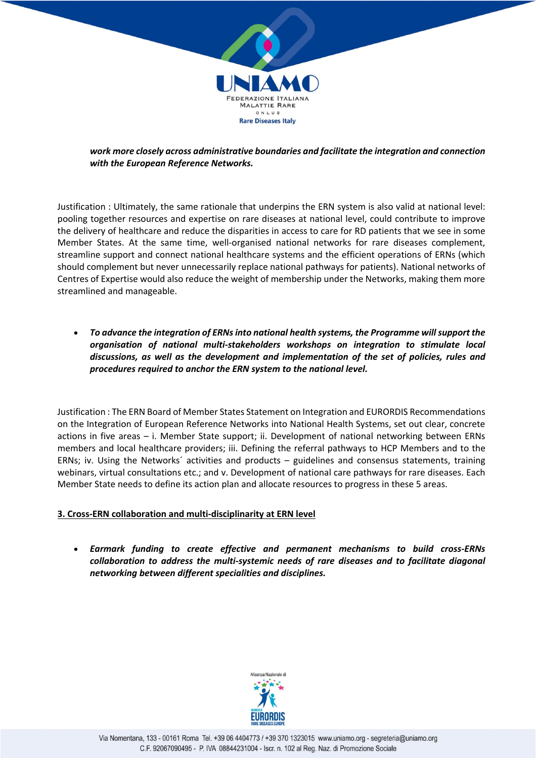***work more closely across administrative boundaries and facilitate the integration and connection with the European Reference Networks.***

Justification : Ultimately, the same rationale that underpins the ERN system is also valid at national level: pooling together resources and expertise on rare diseases at national level, could contribute to improve the delivery of healthcare and reduce the disparities in access to care for RD patients that we see in some Member States. At the same time, well-organised national networks for rare diseases complement, streamline support and connect national healthcare systems and the efficient operations of ERNs (which should complement but never unnecessarily replace national pathways for patients). National networks of Centres of Expertise would also reduce the weight of membership under the Networks, making them more streamlined and manageable.

- ***To advance the integration of ERNs into national health systems, the Programme will support the organisation of national multi-stakeholders workshops on integration to stimulate local discussions, as well as the development and implementation of the set of policies, rules and procedures required to anchor the ERN system to the national level.***

Justification : The ERN Board of Member States Statement on Integration and EURORDIS Recommendations on the Integration of European Reference Networks into National Health Systems, set out clear, concrete actions in five areas – i. Member State support; ii. Development of national networking between ERNs members and local healthcare providers; iii. Defining the referral pathways to HCP Members and to the ERNs; iv. Using the Networks´ activities and products – guidelines and consensus statements, training webinars, virtual consultations etc.; and v. Development of national care pathways for rare diseases. Each Member State needs to define its action plan and allocate resources to progress in these 5 areas.

**<u>3. Cross-ERN collaboration and multi-disciplinarity at ERN level</u>**

- ***Earmark funding to create effective and permanent mechanisms to build cross-ERNs collaboration to address the multi-systemic needs of rare diseases and to facilitate diagonal networking between different specialities and disciplines.***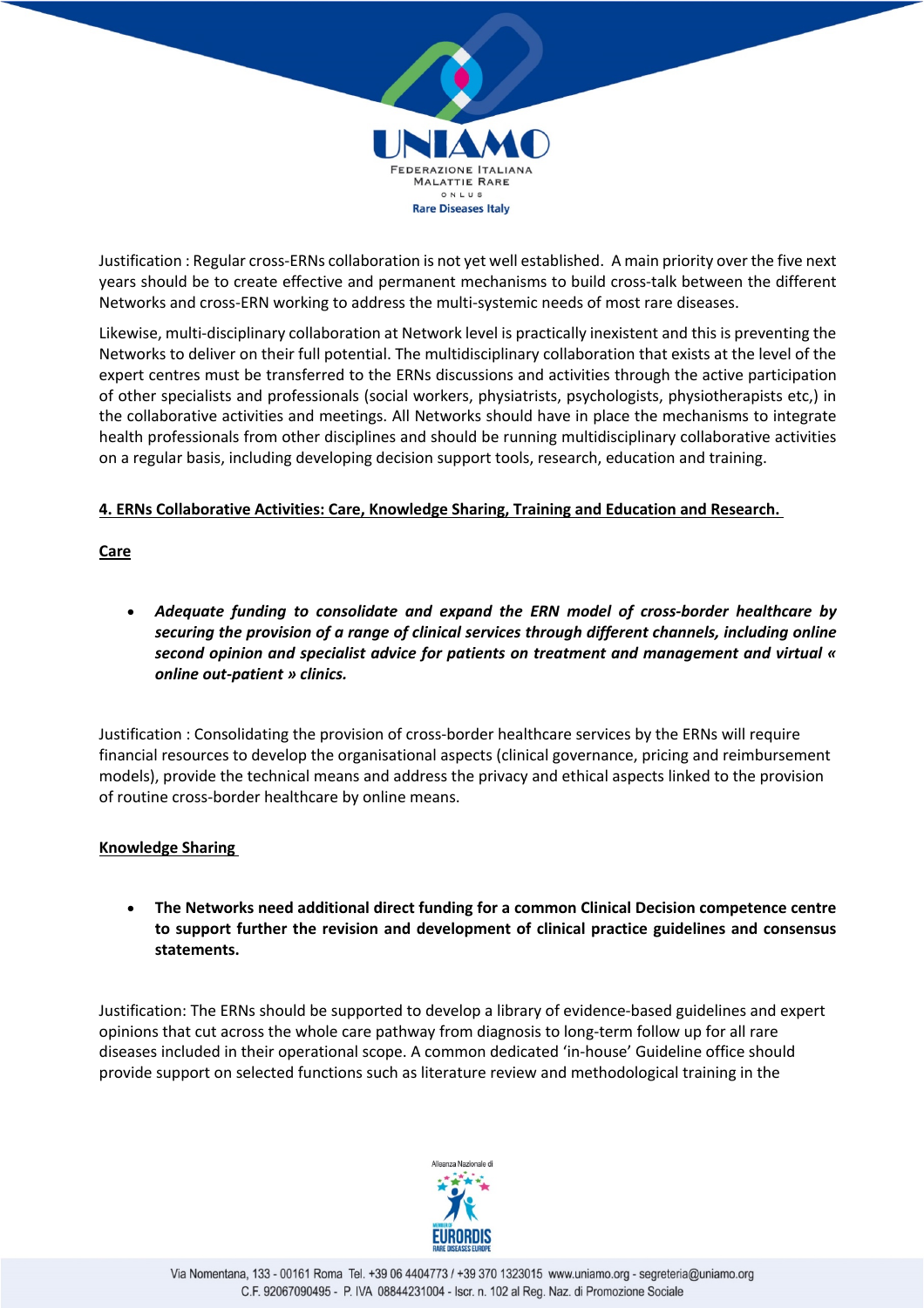Justification : Regular cross-ERNs collaboration is not yet well established. A main priority over the five next years should be to create effective and permanent mechanisms to build cross-talk between the different Networks and cross-ERN working to address the multi-systemic needs of most rare diseases.

Likewise, multi-disciplinary collaboration at Network level is practically inexistent and this is preventing the Networks to deliver on their full potential. The multidisciplinary collaboration that exists at the level of the expert centres must be transferred to the ERNs discussions and activities through the active participation of other specialists and professionals (social workers, physiatrists, psychologists, physiotherapists etc,) in the collaborative activities and meetings. All Networks should have in place the mechanisms to integrate health professionals from other disciplines and should be running multidisciplinary collaborative activities on a regular basis, including developing decision support tools, research, education and training.

**4. ERNs Collaborative Activities: Care, Knowledge Sharing, Training and Education and Research.**

**Care**

- ***Adequate funding to consolidate and expand the ERN model of cross-border healthcare by securing the provision of a range of clinical services through different channels, including online second opinion and specialist advice for patients on treatment and management and virtual « online out-patient » clinics.***

Justification : Consolidating the provision of cross-border healthcare services by the ERNs will require financial resources to develop the organisational aspects (clinical governance, pricing and reimbursement models), provide the technical means and address the privacy and ethical aspects linked to the provision of routine cross-border healthcare by online means.

**Knowledge Sharing**

- **The Networks need additional direct funding for a common Clinical Decision competence centre to support further the revision and development of clinical practice guidelines and consensus statements.**

Justification: The ERNs should be supported to develop a library of evidence-based guidelines and expert opinions that cut across the whole care pathway from diagnosis to long-term follow up for all rare diseases included in their operational scope. A common dedicated 'in-house' Guideline office should provide support on selected functions such as literature review and methodological training in the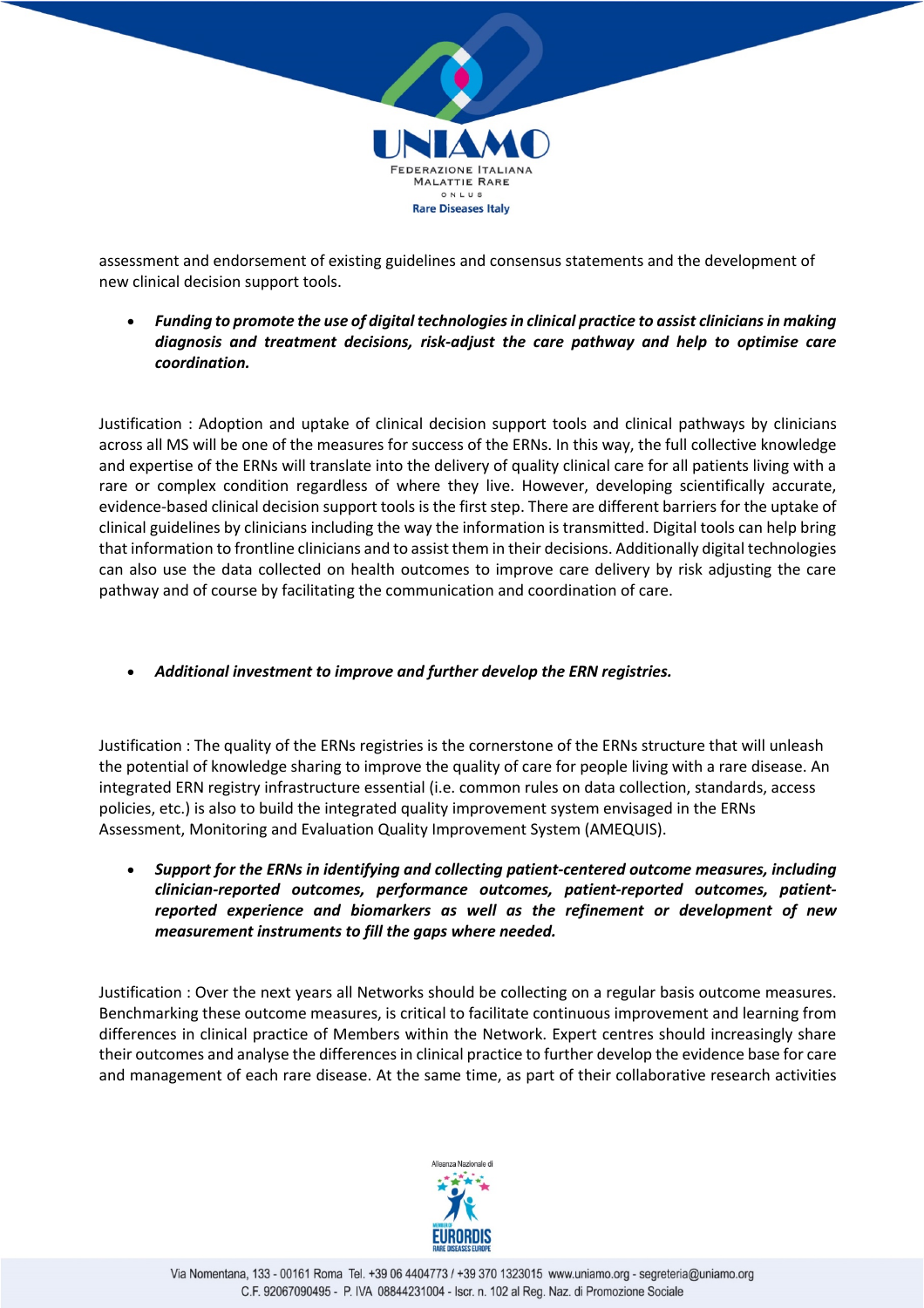assessment and endorsement of existing guidelines and consensus statements and the development of new clinical decision support tools.

- ***Funding to promote the use of digital technologies in clinical practice to assist clinicians in making diagnosis and treatment decisions, risk-adjust the care pathway and help to optimise care coordination.***

Justification : Adoption and uptake of clinical decision support tools and clinical pathways by clinicians across all MS will be one of the measures for success of the ERNs. In this way, the full collective knowledge and expertise of the ERNs will translate into the delivery of quality clinical care for all patients living with a rare or complex condition regardless of where they live. However, developing scientifically accurate, evidence-based clinical decision support tools is the first step. There are different barriers for the uptake of clinical guidelines by clinicians including the way the information is transmitted. Digital tools can help bring that information to frontline clinicians and to assist them in their decisions. Additionally digital technologies can also use the data collected on health outcomes to improve care delivery by risk adjusting the care pathway and of course by facilitating the communication and coordination of care.

- ***Additional investment to improve and further develop the ERN registries.***

Justification : The quality of the ERNs registries is the cornerstone of the ERNs structure that will unleash the potential of knowledge sharing to improve the quality of care for people living with a rare disease. An integrated ERN registry infrastructure essential (i.e. common rules on data collection, standards, access policies, etc.) is also to build the integrated quality improvement system envisaged in the ERNs Assessment, Monitoring and Evaluation Quality Improvement System (AMEQUIS).

- ***Support for the ERNs in identifying and collecting patient-centered outcome measures, including clinician-reported outcomes, performance outcomes, patient-reported outcomes, patient-reported experience and biomarkers as well as the refinement or development of new measurement instruments to fill the gaps where needed.***

Justification : Over the next years all Networks should be collecting on a regular basis outcome measures. Benchmarking these outcome measures, is critical to facilitate continuous improvement and learning from differences in clinical practice of Members within the Network. Expert centres should increasingly share their outcomes and analyse the differences in clinical practice to further develop the evidence base for care and management of each rare disease. At the same time, as part of their collaborative research activities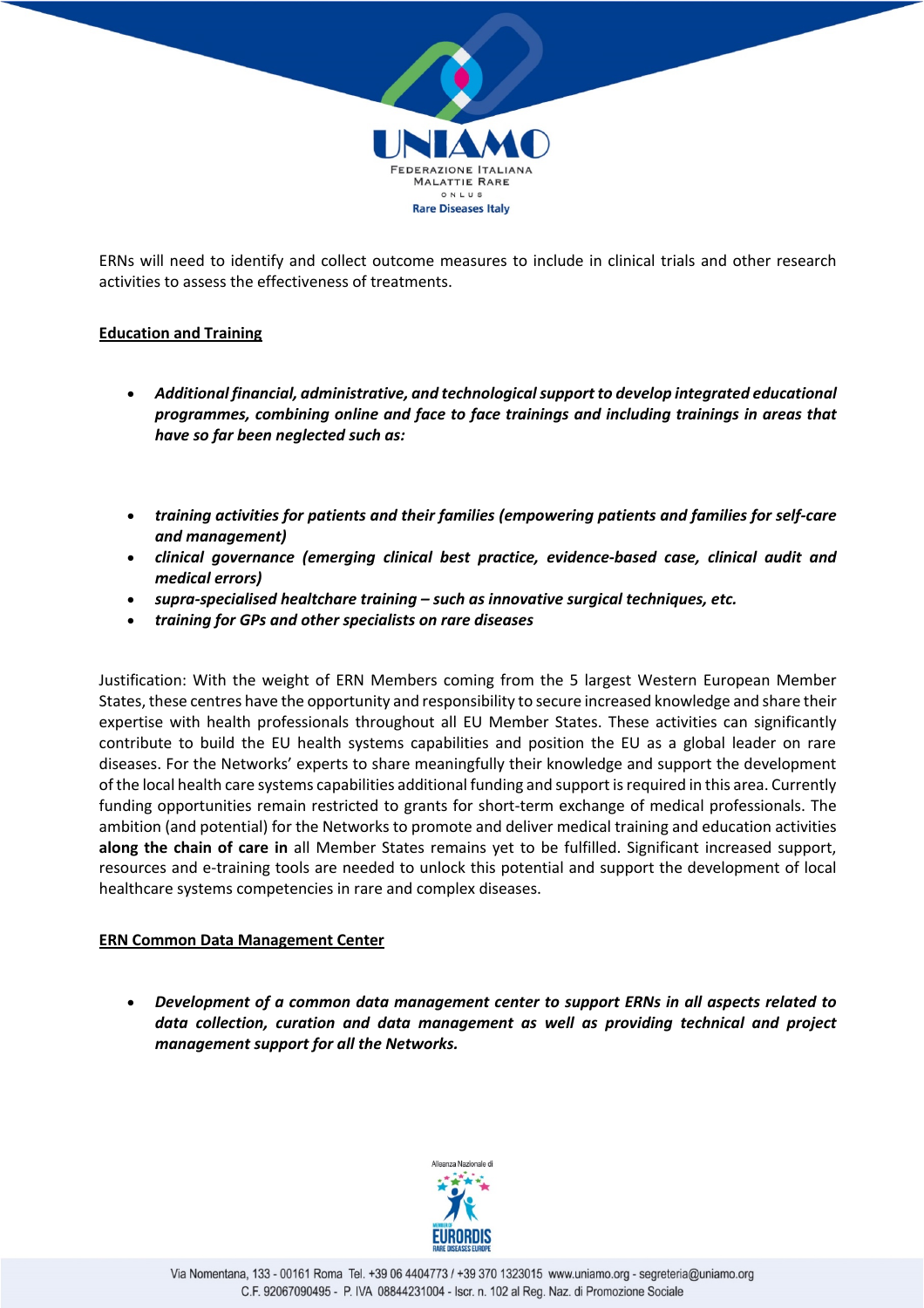ERNs will need to identify and collect outcome measures to include in clinical trials and other research activities to assess the effectiveness of treatments.

**Education and Training**

- ***Additional financial, administrative, and technological support to develop integrated educational programmes, combining online and face to face trainings and including trainings in areas that have so far been neglected such as:***

- ***training activities for patients and their families (empowering patients and families for self-care and management)***
- ***clinical governance (emerging clinical best practice, evidence-based case, clinical audit and medical errors)***
- ***supra-specialised healtchare training – such as innovative surgical techniques, etc.***
- ***training for GPs and other specialists on rare diseases***

Justification: With the weight of ERN Members coming from the 5 largest Western European Member States, these centres have the opportunity and responsibility to secure increased knowledge and share their expertise with health professionals throughout all EU Member States. These activities can significantly contribute to build the EU health systems capabilities and position the EU as a global leader on rare diseases. For the Networks' experts to share meaningfully their knowledge and support the development of the local health care systems capabilities additional funding and support is required in this area. Currently funding opportunities remain restricted to grants for short-term exchange of medical professionals. The ambition (and potential) for the Networks to promote and deliver medical training and education activities **along the chain of care in** all Member States remains yet to be fulfilled. Significant increased support, resources and e-training tools are needed to unlock this potential and support the development of local healthcare systems competencies in rare and complex diseases.

**ERN Common Data Management Center**

- ***Development of a common data management center to support ERNs in all aspects related to data collection, curation and data management as well as providing technical and project management support for all the Networks.***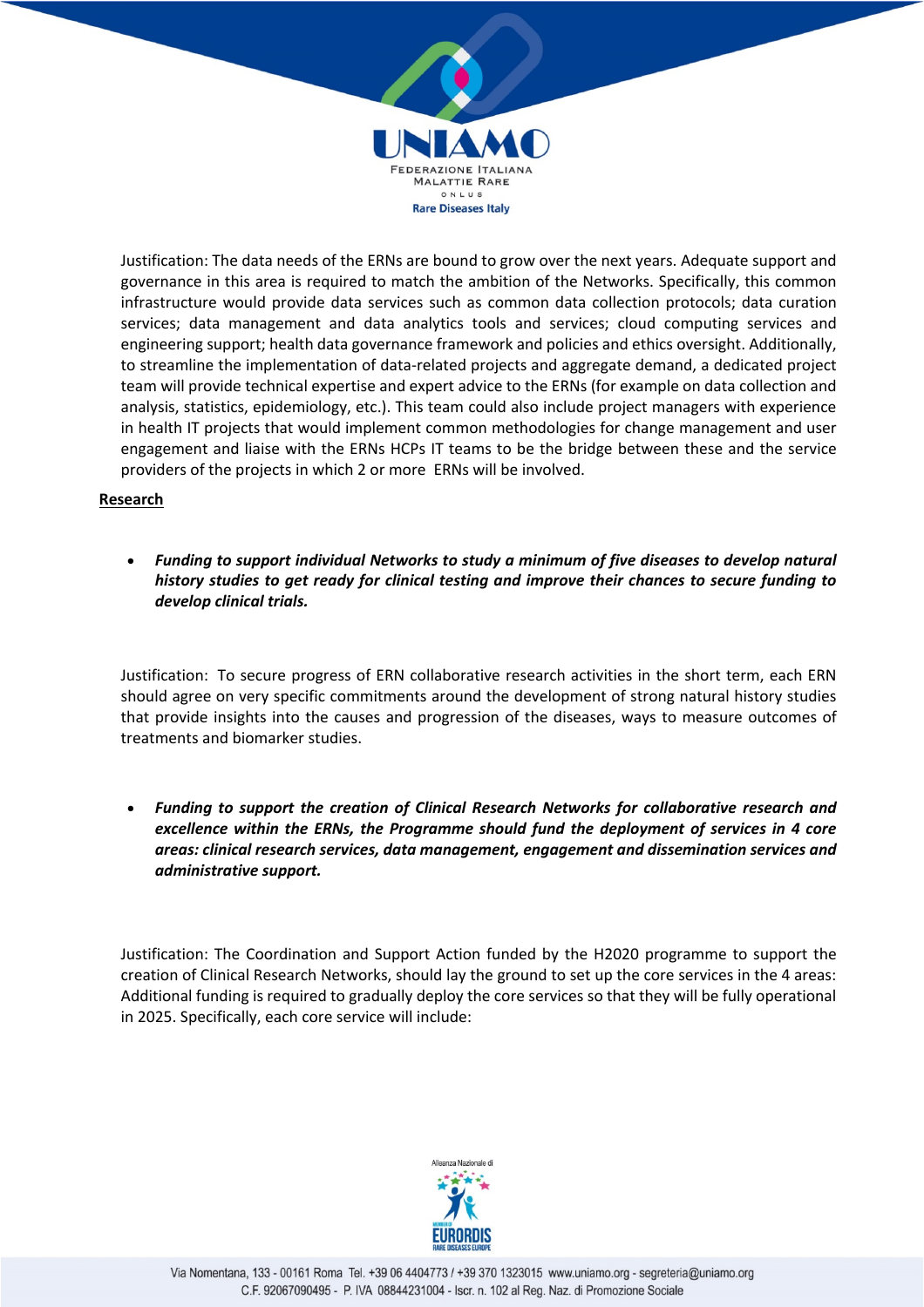Justification: The data needs of the ERNs are bound to grow over the next years. Adequate support and governance in this area is required to match the ambition of the Networks. Specifically, this common infrastructure would provide data services such as common data collection protocols; data curation services; data management and data analytics tools and services; cloud computing services and engineering support; health data governance framework and policies and ethics oversight. Additionally, to streamline the implementation of data-related projects and aggregate demand, a dedicated project team will provide technical expertise and expert advice to the ERNs (for example on data collection and analysis, statistics, epidemiology, etc.). This team could also include project managers with experience in health IT projects that would implement common methodologies for change management and user engagement and liaise with the ERNs HCPs IT teams to be the bridge between these and the service providers of the projects in which 2 or more ERNs will be involved.

**Research**

- ***Funding to support individual Networks to study a minimum of five diseases to develop natural history studies to get ready for clinical testing and improve their chances to secure funding to develop clinical trials.***

Justification: To secure progress of ERN collaborative research activities in the short term, each ERN should agree on very specific commitments around the development of strong natural history studies that provide insights into the causes and progression of the diseases, ways to measure outcomes of treatments and biomarker studies.

- ***Funding to support the creation of Clinical Research Networks for collaborative research and excellence within the ERNs, the Programme should fund the deployment of services in 4 core areas: clinical research services, data management, engagement and dissemination services and administrative support.***

Justification: The Coordination and Support Action funded by the H2020 programme to support the creation of Clinical Research Networks, should lay the ground to set up the core services in the 4 areas: Additional funding is required to gradually deploy the core services so that they will be fully operational in 2025. Specifically, each core service will include: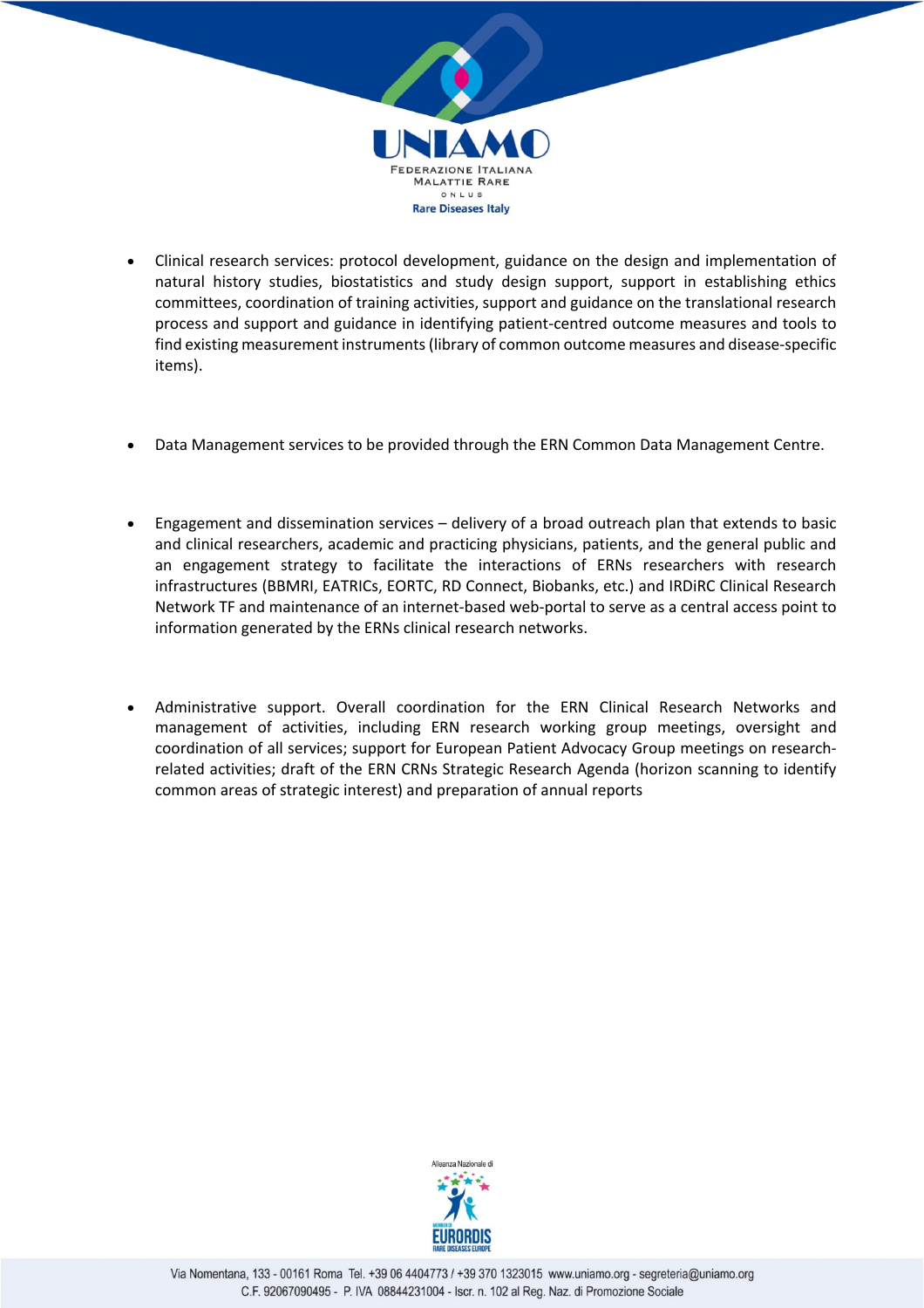- Clinical research services: protocol development, guidance on the design and implementation of natural history studies, biostatistics and study design support, support in establishing ethics committees, coordination of training activities, support and guidance on the translational research process and support and guidance in identifying patient-centred outcome measures and tools to find existing measurement instruments (library of common outcome measures and disease-specific items).

- Data Management services to be provided through the ERN Common Data Management Centre.

- Engagement and dissemination services – delivery of a broad outreach plan that extends to basic and clinical researchers, academic and practicing physicians, patients, and the general public and an engagement strategy to facilitate the interactions of ERNs researchers with research infrastructures (BBMRI, EATRICs, EORTC, RD Connect, Biobanks, etc.) and IRDiRC Clinical Research Network TF and maintenance of an internet-based web-portal to serve as a central access point to information generated by the ERNs clinical research networks.

- Administrative support. Overall coordination for the ERN Clinical Research Networks and management of activities, including ERN research working group meetings, oversight and coordination of all services; support for European Patient Advocacy Group meetings on research-related activities; draft of the ERN CRNs Strategic Research Agenda (horizon scanning to identify common areas of strategic interest) and preparation of annual reports